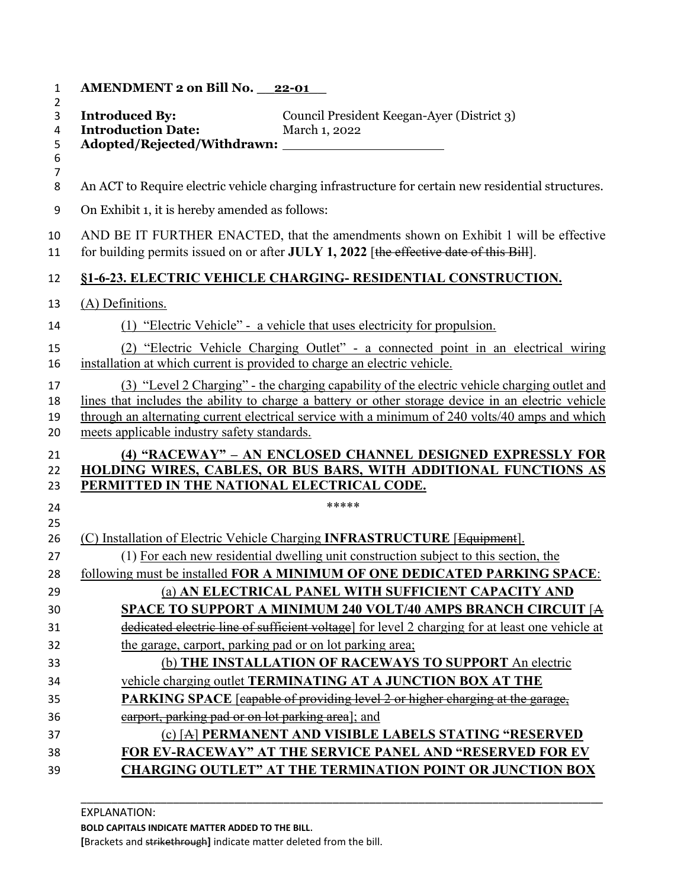**AMENDMENT 2 on Bill No. 22-01**

**Introduced By:** Council President Keegan-Ayer (District 3)
**Introduction Date:** March 1, 2022
**Adopted/Rejected/Withdrawn:** ____________________

An ACT to Require electric vehicle charging infrastructure for certain new residential structures.

On Exhibit 1, it is hereby amended as follows:

AND BE IT FURTHER ENACTED, that the amendments shown on Exhibit 1 will be effective for building permits issued on or after **JULY 1, 2022** [~~the effective date of this Bill~~].

**§1-6-23. ELECTRIC VEHICLE CHARGING- RESIDENTIAL CONSTRUCTION.**

(A) Definitions.

(1) "Electric Vehicle" - a vehicle that uses electricity for propulsion.

(2) "Electric Vehicle Charging Outlet" - a connected point in an electrical wiring installation at which current is provided to charge an electric vehicle.

(3) "Level 2 Charging" - the charging capability of the electric vehicle charging outlet and lines that includes the ability to charge a battery or other storage device in an electric vehicle through an alternating current electrical service with a minimum of 240 volts/40 amps and which meets applicable industry safety standards.

**(4) "RACEWAY" – AN ENCLOSED CHANNEL DESIGNED EXPRESSLY FOR HOLDING WIRES, CABLES, OR BUS BARS, WITH ADDITIONAL FUNCTIONS AS PERMITTED IN THE NATIONAL ELECTRICAL CODE.**

\*\*\*\*\*

(C) Installation of Electric Vehicle Charging **INFRASTRUCTURE** [~~Equipment~~].

(1) For each new residential dwelling unit construction subject to this section, the following must be installed **FOR A MINIMUM OF ONE DEDICATED PARKING SPACE**:

(a) **AN ELECTRICAL PANEL WITH SUFFICIENT CAPACITY AND SPACE TO SUPPORT A MINIMUM 240 VOLT/40 AMPS BRANCH CIRCUIT** [~~A dedicated electric line of sufficient voltage~~] for level 2 charging for at least one vehicle at the garage, carport, parking pad or on lot parking area;

(b) **THE INSTALLATION OF RACEWAYS TO SUPPORT** An electric vehicle charging outlet **TERMINATING AT A JUNCTION BOX AT THE PARKING SPACE** [~~capable of providing level 2 or higher charging at the garage, carport, parking pad or on lot parking area~~]; and

(c) [~~A~~] **PERMANENT AND VISIBLE LABELS STATING "RESERVED FOR EV-RACEWAY" AT THE SERVICE PANEL AND "RESERVED FOR EV CHARGING OUTLET" AT THE TERMINATION POINT OR JUNCTION BOX**

---

EXPLANATION:
**BOLD CAPITALS INDICATE MATTER ADDED TO THE BILL.**
**[**Brackets and ~~strikethrough~~**]** indicate matter deleted from the bill.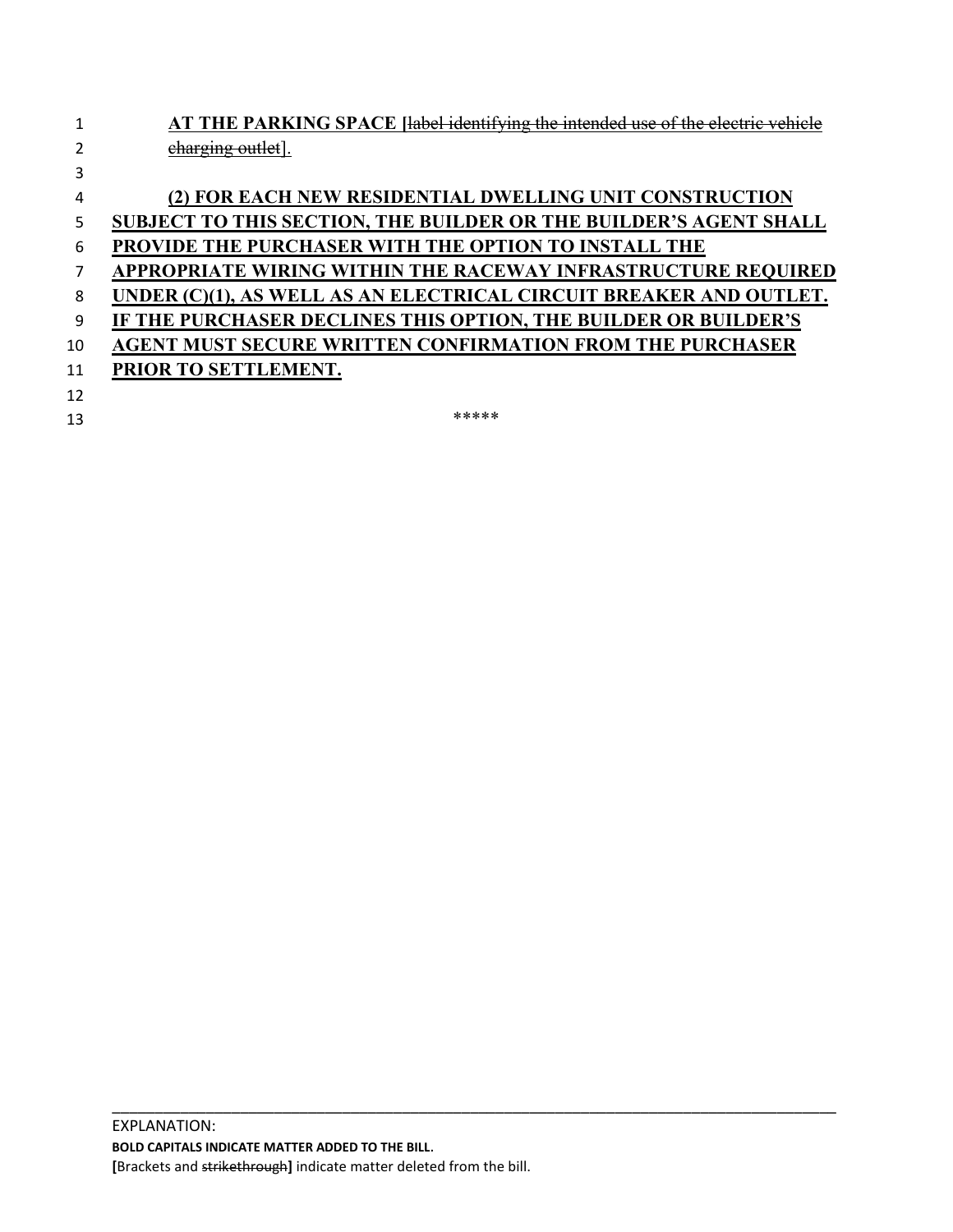**AT THE PARKING SPACE** [~~label identifying the intended use of the electric vehicle charging outlet~~].

**(2) FOR EACH NEW RESIDENTIAL DWELLING UNIT CONSTRUCTION SUBJECT TO THIS SECTION, THE BUILDER OR THE BUILDER'S AGENT SHALL PROVIDE THE PURCHASER WITH THE OPTION TO INSTALL THE APPROPRIATE WIRING WITHIN THE RACEWAY INFRASTRUCTURE REQUIRED UNDER (C)(1), AS WELL AS AN ELECTRICAL CIRCUIT BREAKER AND OUTLET. IF THE PURCHASER DECLINES THIS OPTION, THE BUILDER OR BUILDER'S AGENT MUST SECURE WRITTEN CONFIRMATION FROM THE PURCHASER PRIOR TO SETTLEMENT.**

*****

---

EXPLANATION:

**BOLD CAPITALS INDICATE MATTER ADDED TO THE BILL.**

**[**Brackets and ~~strikethrough~~**]** indicate matter deleted from the bill.